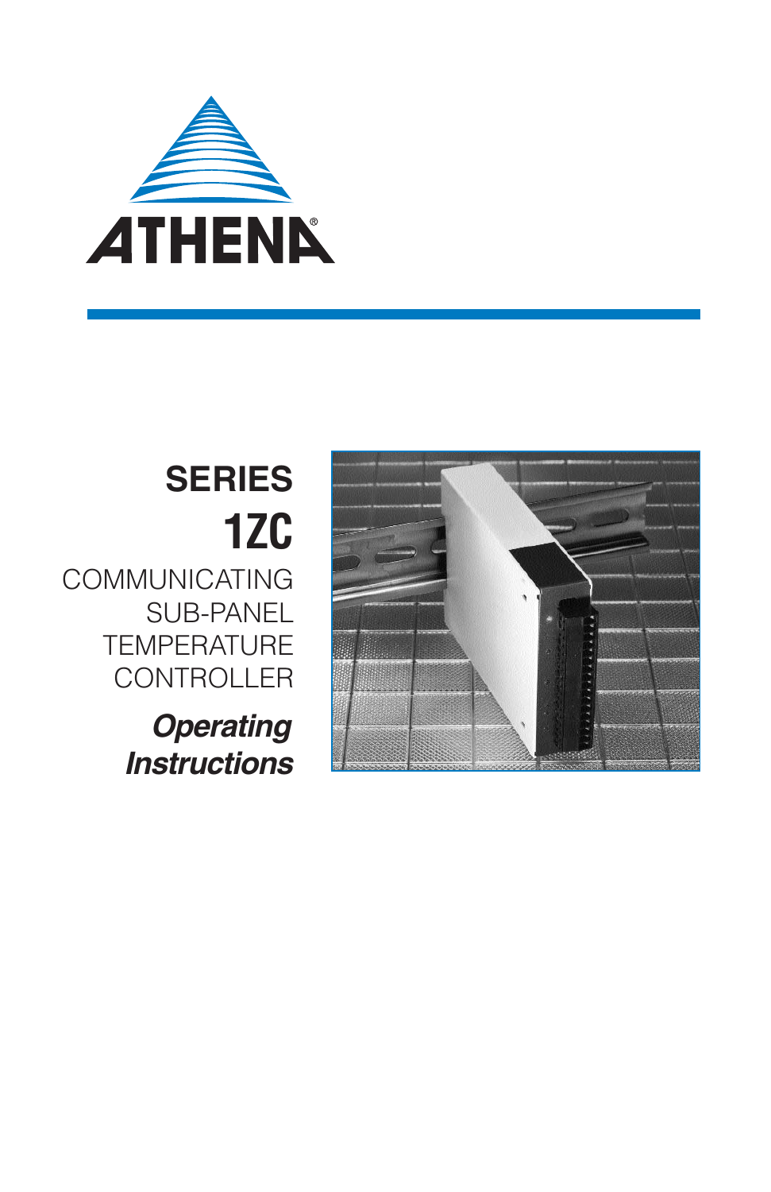ATHENA®

# SERIES 1ZC

COMMUNICATING SUB-PANEL TEMPERATURE CONTROLLER

***Operating Instructions***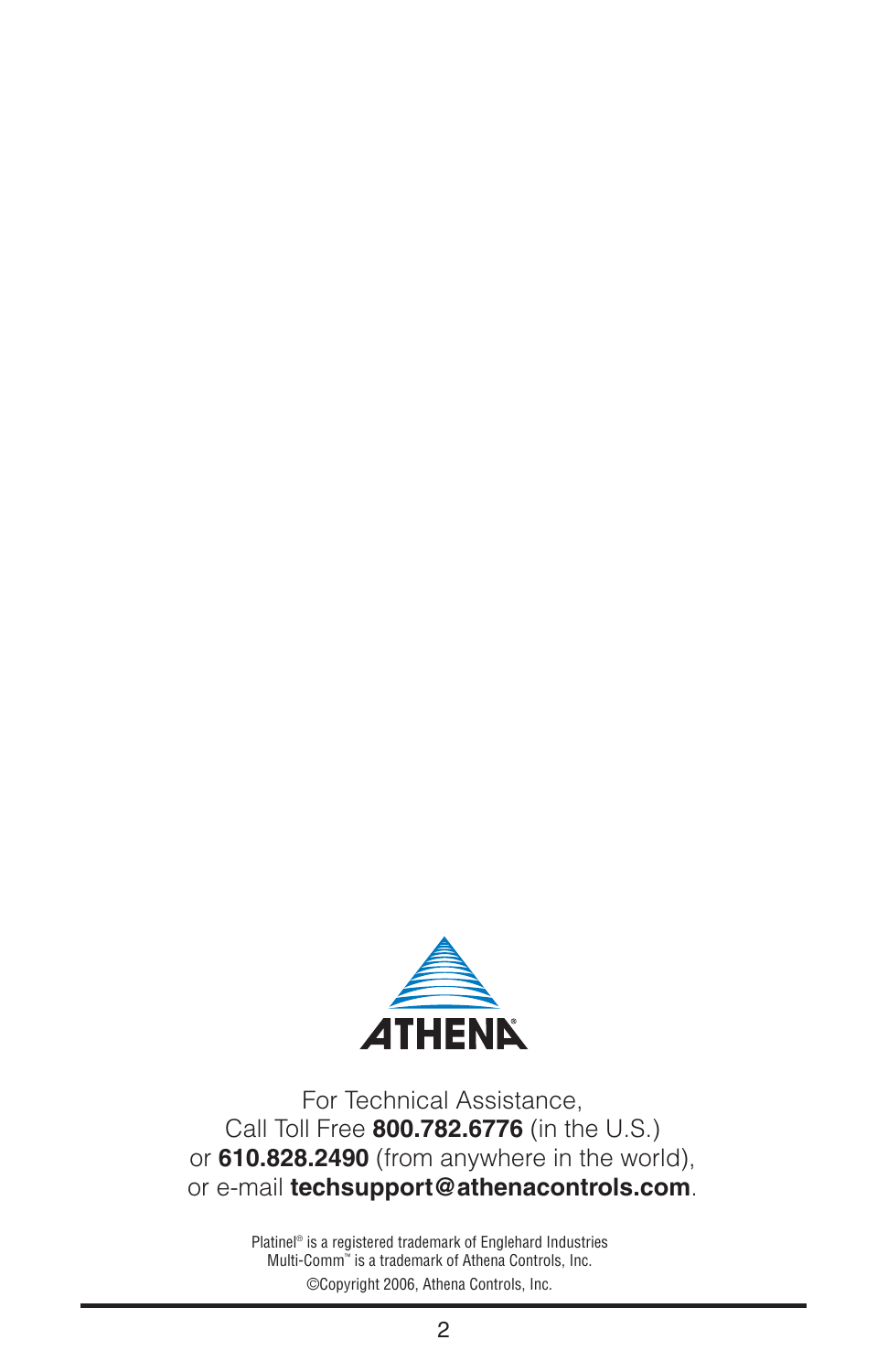ATHENA®

For Technical Assistance,
Call Toll Free **800.782.6776** (in the U.S.)
or **610.828.2490** (from anywhere in the world),
or e-mail **techsupport@athenacontrols.com**.

Platinel® is a registered trademark of Englehard Industries
Multi-Comm™ is a trademark of Athena Controls, Inc.
©Copyright 2006, Athena Controls, Inc.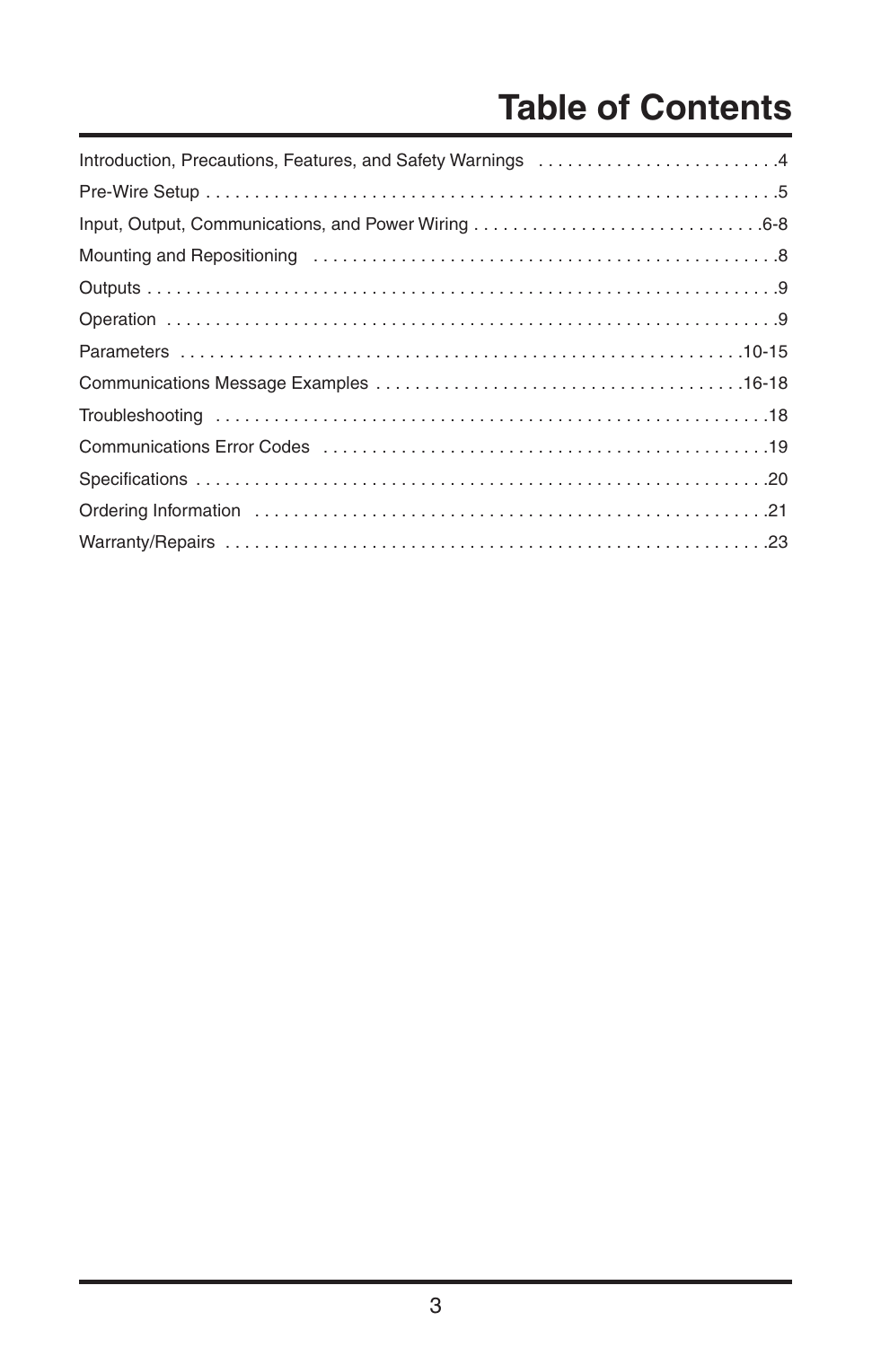# Table of Contents

| | |
|---|---|
| Introduction, Precautions, Features, and Safety Warnings | 4 |
| Pre-Wire Setup | 5 |
| Input, Output, Communications, and Power Wiring | 6-8 |
| Mounting and Repositioning | 8 |
| Outputs | 9 |
| Operation | 9 |
| Parameters | 10-15 |
| Communications Message Examples | 16-18 |
| Troubleshooting | 18 |
| Communications Error Codes | 19 |
| Specifications | 20 |
| Ordering Information | 21 |
| Warranty/Repairs | 23 |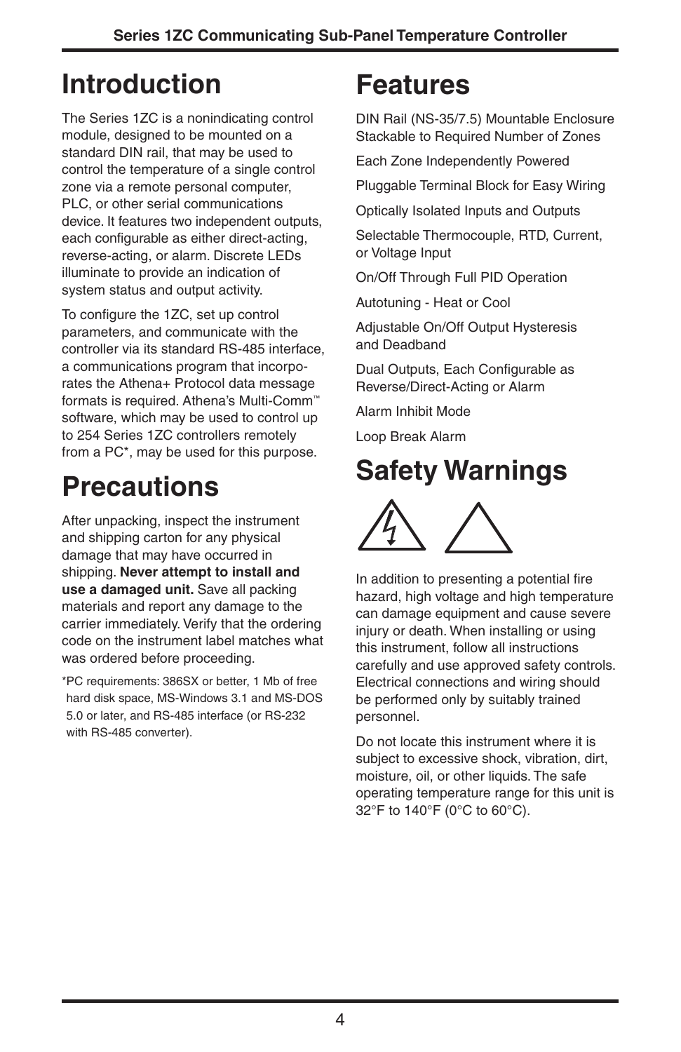# Introduction

The Series 1ZC is a nonindicating control module, designed to be mounted on a standard DIN rail, that may be used to control the temperature of a single control zone via a remote personal computer, PLC, or other serial communications device. It features two independent outputs, each configurable as either direct-acting, reverse-acting, or alarm. Discrete LEDs illuminate to provide an indication of system status and output activity.

To configure the 1ZC, set up control parameters, and communicate with the controller via its standard RS-485 interface, a communications program that incorporates the Athena+ Protocol data message formats is required. Athena's Multi-Comm™ software, which may be used to control up to 254 Series 1ZC controllers remotely from a PC*, may be used for this purpose.

# Precautions

After unpacking, inspect the instrument and shipping carton for any physical damage that may have occurred in shipping. **Never attempt to install and use a damaged unit.** Save all packing materials and report any damage to the carrier immediately. Verify that the ordering code on the instrument label matches what was ordered before proceeding.

*PC requirements: 386SX or better, 1 Mb of free hard disk space, MS-Windows 3.1 and MS-DOS 5.0 or later, and RS-485 interface (or RS-232 with RS-485 converter).

# Features

DIN Rail (NS-35/7.5) Mountable Enclosure Stackable to Required Number of Zones

Each Zone Independently Powered

Pluggable Terminal Block for Easy Wiring

Optically Isolated Inputs and Outputs

Selectable Thermocouple, RTD, Current, or Voltage Input

On/Off Through Full PID Operation

Autotuning - Heat or Cool

Adjustable On/Off Output Hysteresis and Deadband

Dual Outputs, Each Configurable as Reverse/Direct-Acting or Alarm

Alarm Inhibit Mode

Loop Break Alarm

# Safety Warnings

In addition to presenting a potential fire hazard, high voltage and high temperature can damage equipment and cause severe injury or death. When installing or using this instrument, follow all instructions carefully and use approved safety controls. Electrical connections and wiring should be performed only by suitably trained personnel.

Do not locate this instrument where it is subject to excessive shock, vibration, dirt, moisture, oil, or other liquids. The safe operating temperature range for this unit is 32°F to 140°F (0°C to 60°C).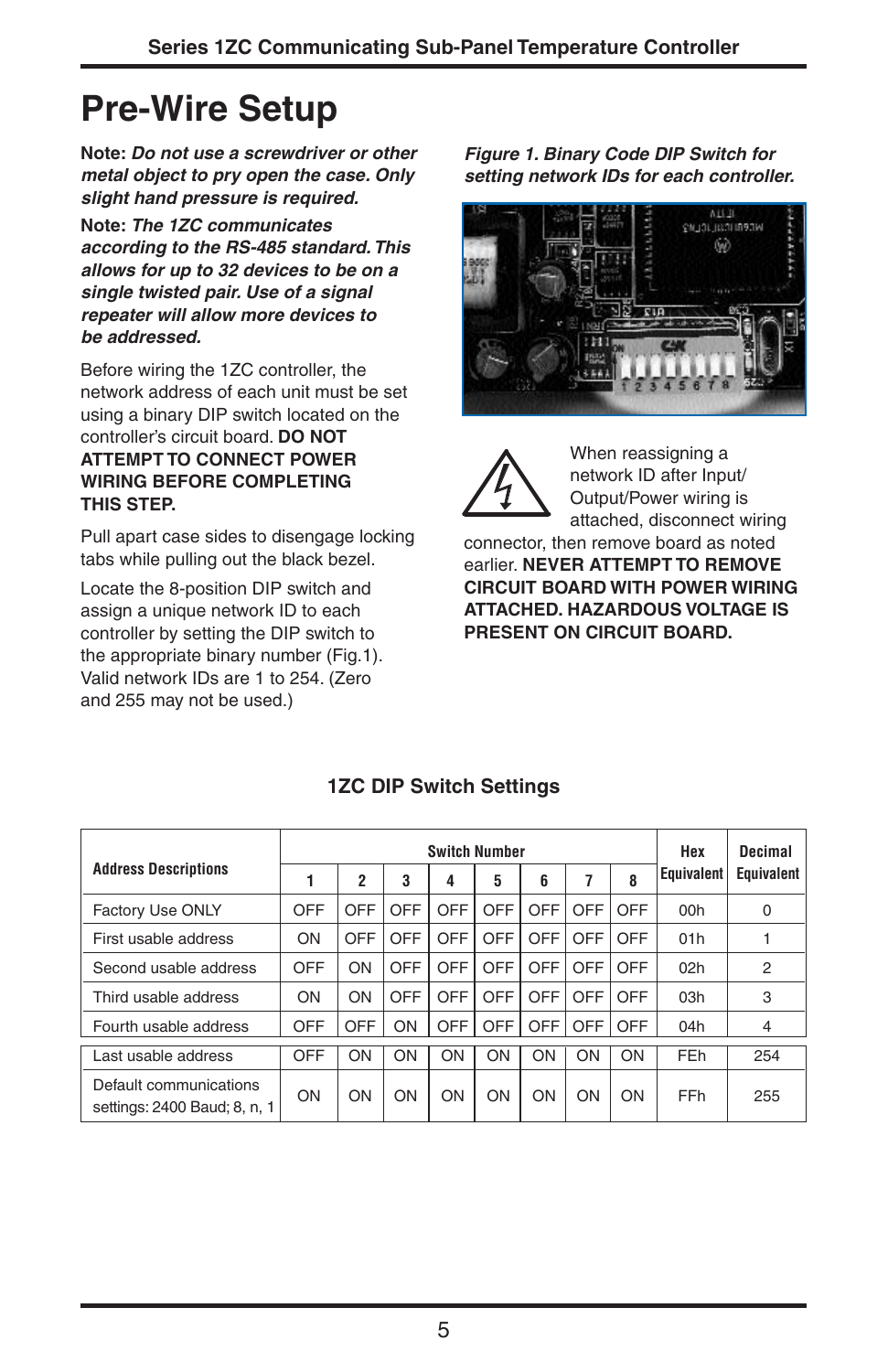# Pre-Wire Setup

**Note:** ***Do not use a screwdriver or other metal object to pry open the case. Only slight hand pressure is required.***

**Note:** ***The 1ZC communicates according to the RS-485 standard. This allows for up to 32 devices to be on a single twisted pair. Use of a signal repeater will allow more devices to be addressed.***

Before wiring the 1ZC controller, the network address of each unit must be set using a binary DIP switch located on the controller's circuit board. **DO NOT ATTEMPT TO CONNECT POWER WIRING BEFORE COMPLETING THIS STEP.**

Pull apart case sides to disengage locking tabs while pulling out the black bezel.

Locate the 8-position DIP switch and assign a unique network ID to each controller by setting the DIP switch to the appropriate binary number (Fig.1). Valid network IDs are 1 to 254. (Zero and 255 may not be used.)

***Figure 1. Binary Code DIP Switch for setting network IDs for each controller.***

When reassigning a network ID after Input/Output/Power wiring is attached, disconnect wiring connector, then remove board as noted earlier. **NEVER ATTEMPT TO REMOVE CIRCUIT BOARD WITH POWER WIRING ATTACHED. HAZARDOUS VOLTAGE IS PRESENT ON CIRCUIT BOARD.**

### 1ZC DIP Switch Settings

| Address Descriptions | Switch Number | | | | | | | | Hex Equivalent | Decimal Equivalent |
|---|---|---|---|---|---|---|---|---|---|---|
| | 1 | 2 | 3 | 4 | 5 | 6 | 7 | 8 | | |
| Factory Use ONLY | OFF | OFF | OFF | OFF | OFF | OFF | OFF | OFF | 00h | 0 |
| First usable address | ON | OFF | OFF | OFF | OFF | OFF | OFF | OFF | 01h | 1 |
| Second usable address | OFF | ON | OFF | OFF | OFF | OFF | OFF | OFF | 02h | 2 |
| Third usable address | ON | ON | OFF | OFF | OFF | OFF | OFF | OFF | 03h | 3 |
| Fourth usable address | OFF | OFF | ON | OFF | OFF | OFF | OFF | OFF | 04h | 4 |
| Last usable address | OFF | ON | ON | ON | ON | ON | ON | ON | FEh | 254 |
| Default communications settings: 2400 Baud; 8, n, 1 | ON | ON | ON | ON | ON | ON | ON | ON | FFh | 255 |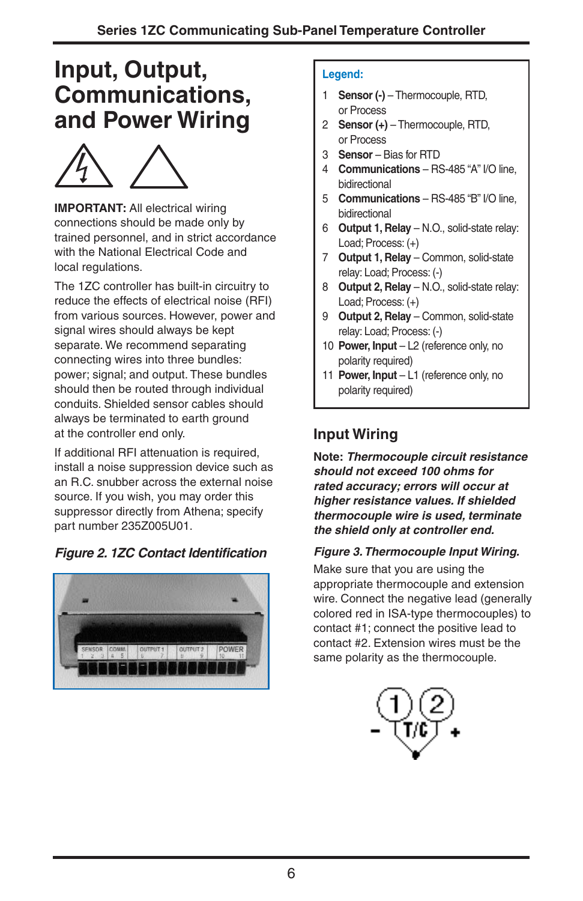// Input, Output, Communications, and Power Wiring

# Input, Output, Communications, and Power Wiring

**IMPORTANT:** All electrical wiring connections should be made only by trained personnel, and in strict accordance with the National Electrical Code and local regulations.

The 1ZC controller has built-in circuitry to reduce the effects of electrical noise (RFI) from various sources. However, power and signal wires should always be kept separate. We recommend separating connecting wires into three bundles: power; signal; and output. These bundles should then be routed through individual conduits. Shielded sensor cables should always be terminated to earth ground at the controller end only.

If additional RFI attenuation is required, install a noise suppression device such as an R.C. snubber across the external noise source. If you wish, you may order this suppressor directly from Athena; specify part number 235Z005U01.

***Figure 2. 1ZC Contact Identification***

**Legend:**

1 **Sensor (-)** – Thermocouple, RTD, or Process
2 **Sensor (+)** – Thermocouple, RTD, or Process
3 **Sensor** – Bias for RTD
4 **Communications** – RS-485 "A" I/O line, bidirectional
5 **Communications** – RS-485 "B" I/O line, bidirectional
6 **Output 1, Relay** – N.O., solid-state relay: Load; Process: (+)
7 **Output 1, Relay** – Common, solid-state relay: Load; Process: (-)
8 **Output 2, Relay** – N.O., solid-state relay: Load; Process: (+)
9 **Output 2, Relay** – Common, solid-state relay: Load; Process: (-)
10 **Power, Input** – L2 (reference only, no polarity required)
11 **Power, Input** – L1 (reference only, no polarity required)

## Input Wiring

**Note:** ***Thermocouple circuit resistance should not exceed 100 ohms for rated accuracy; errors will occur at higher resistance values. If shielded thermocouple wire is used, terminate the shield only at controller end.***

***Figure 3. Thermocouple Input Wiring.***

Make sure that you are using the appropriate thermocouple and extension wire. Connect the negative lead (generally colored red in ISA-type thermocouples) to contact #1; connect the positive lead to contact #2. Extension wires must be the same polarity as the thermocouple.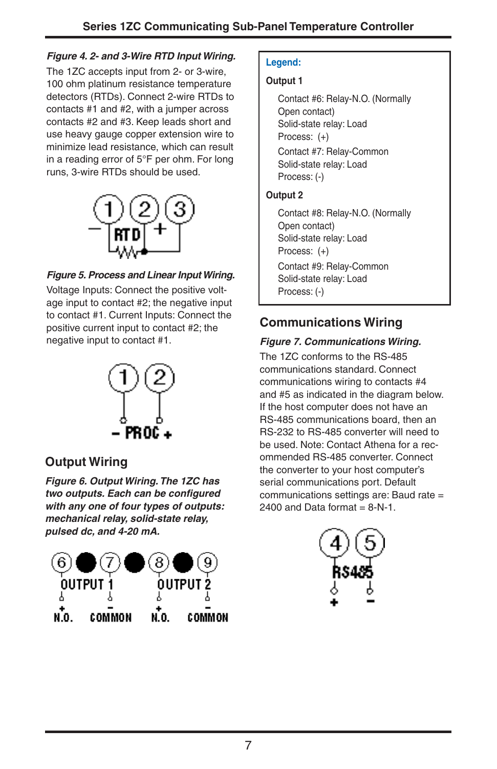*Figure 4. 2- and 3-Wire RTD Input Wiring.*

The 1ZC accepts input from 2- or 3-wire, 100 ohm platinum resistance temperature detectors (RTDs). Connect 2-wire RTDs to contacts #1 and #2, with a jumper across contacts #2 and #3. Keep leads short and use heavy gauge copper extension wire to minimize lead resistance, which can result in a reading error of 5°F per ohm. For long runs, 3-wire RTDs should be used.

*Figure 5. Process and Linear Input Wiring.*

Voltage Inputs: Connect the positive voltage input to contact #2; the negative input to contact #1. Current Inputs: Connect the positive current input to contact #2; the negative input to contact #1.

## Output Wiring

***Figure 6. Output Wiring. The 1ZC has two outputs. Each can be configured with any one of four types of outputs: mechanical relay, solid-state relay, pulsed dc, and 4-20 mA.***

**Legend:**

**Output 1**

Contact #6: Relay-N.O. (Normally Open contact)
Solid-state relay: Load
Process: (+)

Contact #7: Relay-Common
Solid-state relay: Load
Process: (-)

**Output 2**

Contact #8: Relay-N.O. (Normally Open contact)
Solid-state relay: Load
Process: (+)

Contact #9: Relay-Common
Solid-state relay: Load
Process: (-)

## Communications Wiring

*Figure 7. Communications Wiring.*

The 1ZC conforms to the RS-485 communications standard. Connect communications wiring to contacts #4 and #5 as indicated in the diagram below. If the host computer does not have an RS-485 communications board, then an RS-232 to RS-485 converter will need to be used. Note: Contact Athena for a recommended RS-485 converter. Connect the converter to your host computer's serial communications port. Default communications settings are: Baud rate = 2400 and Data format = 8-N-1.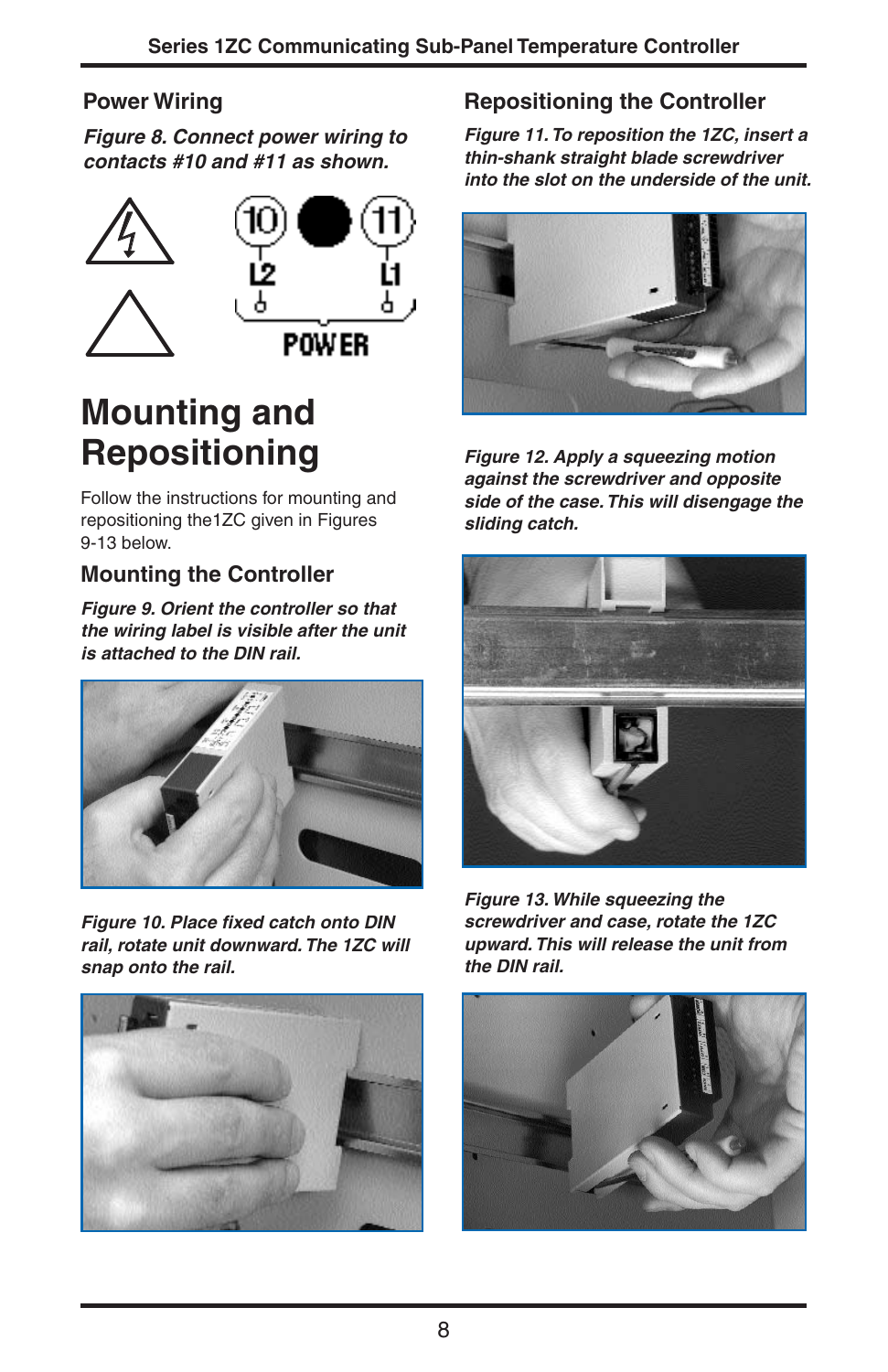## Power Wiring

***Figure 8. Connect power wiring to contacts #10 and #11 as shown.***

## Mounting and Repositioning

Follow the instructions for mounting and repositioning the1ZC given in Figures 9-13 below.

### Mounting the Controller

***Figure 9. Orient the controller so that the wiring label is visible after the unit is attached to the DIN rail.***

***Figure 10. Place fixed catch onto DIN rail, rotate unit downward. The 1ZC will snap onto the rail.***

## Repositioning the Controller

***Figure 11. To reposition the 1ZC, insert a thin-shank straight blade screwdriver into the slot on the underside of the unit.***

***Figure 12. Apply a squeezing motion against the screwdriver and opposite side of the case. This will disengage the sliding catch.***

***Figure 13. While squeezing the screwdriver and case, rotate the 1ZC upward. This will release the unit from the DIN rail.***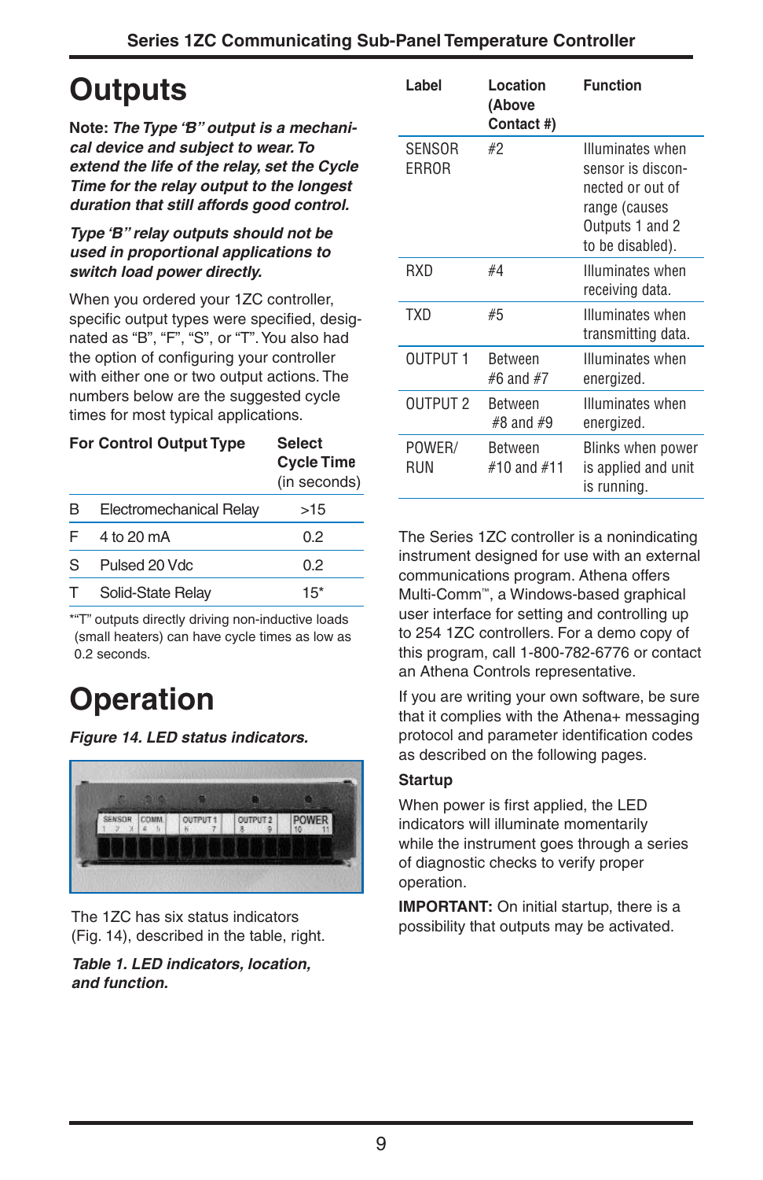# Outputs

**Note:** ***The Type 'B" output is a mechanical device and subject to wear. To extend the life of the relay, set the Cycle Time for the relay output to the longest duration that still affords good control.***

***Type 'B" relay outputs should not be used in proportional applications to switch load power directly.***

When you ordered your 1ZC controller, specific output types were specified, designated as "B", "F", "S", or "T". You also had the option of configuring your controller with either one or two output actions. The numbers below are the suggested cycle times for most typical applications.

| For Control Output Type | | Select Cycle Time (in seconds) |
|---|---|---|
| B | Electromechanical Relay | >15 |
| F | 4 to 20 mA | 0.2 |
| S | Pulsed 20 Vdc | 0.2 |
| T | Solid-State Relay | 15* |

*"T" outputs directly driving non-inductive loads (small heaters) can have cycle times as low as 0.2 seconds.

# Operation

***Figure 14. LED status indicators.***

The 1ZC has six status indicators (Fig. 14), described in the table, right.

***Table 1. LED indicators, location, and function.***

| Label | Location (Above Contact #) | Function |
|---|---|---|
| SENSOR ERROR | #2 | Illuminates when sensor is disconnected or out of range (causes Outputs 1 and 2 to be disabled). |
| RXD | #4 | Illuminates when receiving data. |
| TXD | #5 | Illuminates when transmitting data. |
| OUTPUT 1 | Between #6 and #7 | Illuminates when energized. |
| OUTPUT 2 | Between #8 and #9 | Illuminates when energized. |
| POWER/ RUN | Between #10 and #11 | Blinks when power is applied and unit is running. |

The Series 1ZC controller is a nonindicating instrument designed for use with an external communications program. Athena offers Multi-Comm™, a Windows-based graphical user interface for setting and controlling up to 254 1ZC controllers. For a demo copy of this program, call 1-800-782-6776 or contact an Athena Controls representative.

If you are writing your own software, be sure that it complies with the Athena+ messaging protocol and parameter identification codes as described on the following pages.

### Startup

When power is first applied, the LED indicators will illuminate momentarily while the instrument goes through a series of diagnostic checks to verify proper operation.

**IMPORTANT:** On initial startup, there is a possibility that outputs may be activated.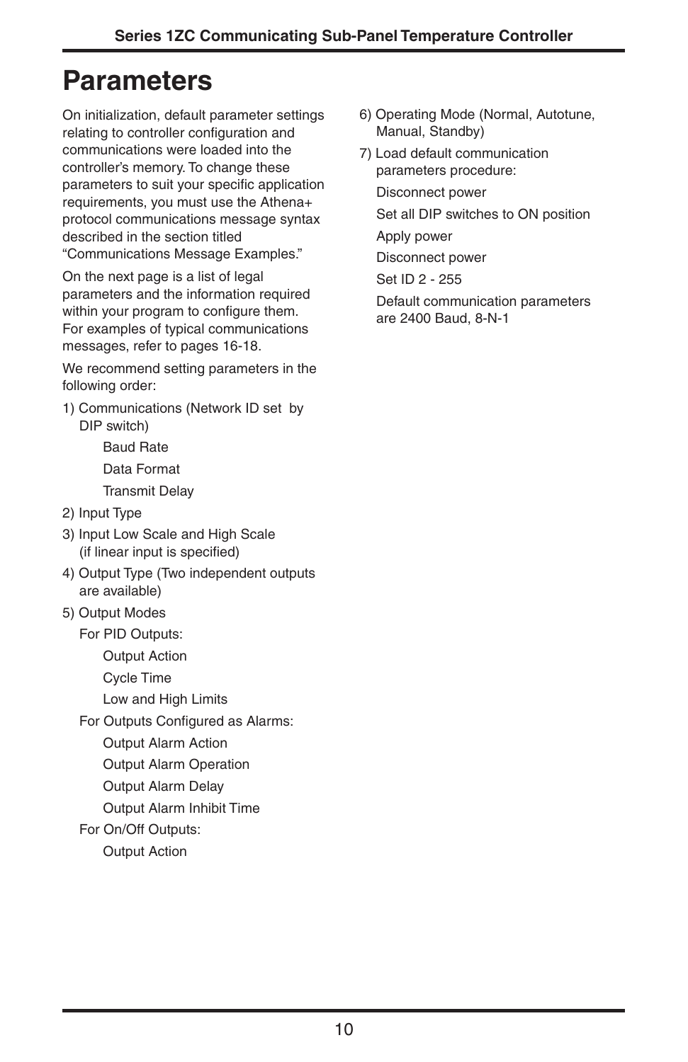# Parameters

On initialization, default parameter settings relating to controller configuration and communications were loaded into the controller's memory. To change these parameters to suit your specific application requirements, you must use the Athena+ protocol communications message syntax described in the section titled "Communications Message Examples."

On the next page is a list of legal parameters and the information required within your program to configure them. For examples of typical communications messages, refer to pages 16-18.

We recommend setting parameters in the following order:

1) Communications (Network ID set by DIP switch)
   - Baud Rate
   - Data Format
   - Transmit Delay
2) Input Type
3) Input Low Scale and High Scale (if linear input is specified)
4) Output Type (Two independent outputs are available)
5) Output Modes
   - For PID Outputs:
     - Output Action
     - Cycle Time
     - Low and High Limits
   - For Outputs Configured as Alarms:
     - Output Alarm Action
     - Output Alarm Operation
     - Output Alarm Delay
     - Output Alarm Inhibit Time
   - For On/Off Outputs:
     - Output Action
6) Operating Mode (Normal, Autotune, Manual, Standby)
7) Load default communication parameters procedure:

   Disconnect power

   Set all DIP switches to ON position

   Apply power

   Disconnect power

   Set ID 2 - 255

   Default communication parameters are 2400 Baud, 8-N-1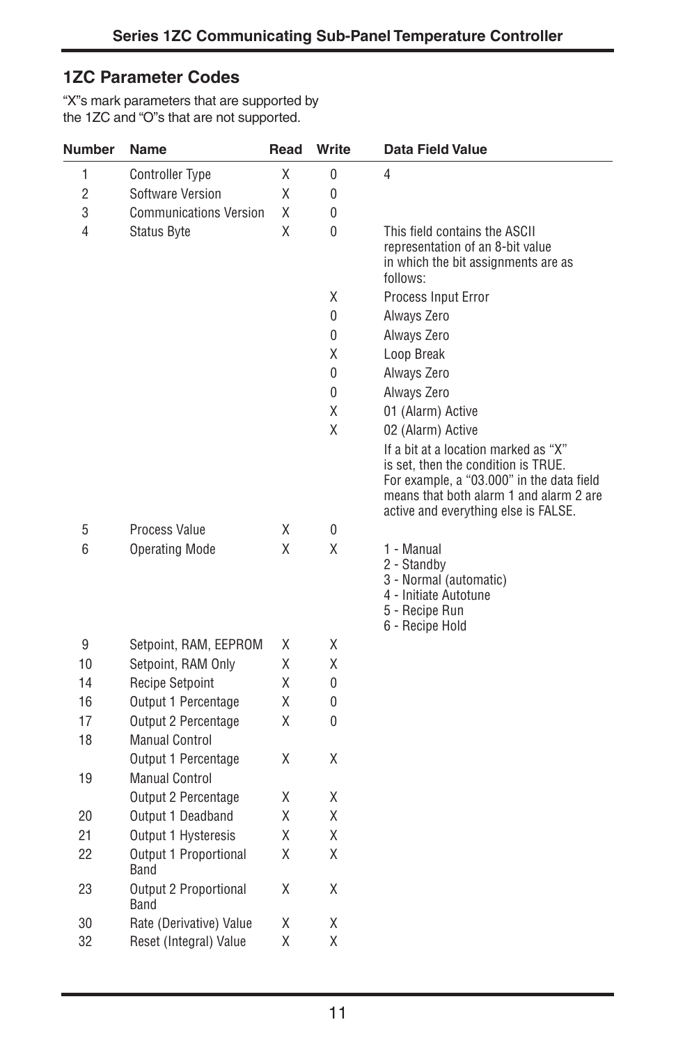## 1ZC Parameter Codes

"X"s mark parameters that are supported by the 1ZC and "O"s that are not supported.

| Number | Name | Read | Write | Data Field Value |
|---|---|---|---|---|
| 1 | Controller Type | X | 0 | 4 |
| 2 | Software Version | X | 0 | |
| 3 | Communications Version | X | 0 | |
| 4 | Status Byte | X | 0 | This field contains the ASCII representation of an 8-bit value in which the bit assignments are as follows: |
| | | | X | Process Input Error |
| | | | 0 | Always Zero |
| | | | 0 | Always Zero |
| | | | X | Loop Break |
| | | | 0 | Always Zero |
| | | | 0 | Always Zero |
| | | | X | 01 (Alarm) Active |
| | | | X | 02 (Alarm) Active |
| | | | | If a bit at a location marked as "X" is set, then the condition is TRUE. For example, a "03.000" in the data field means that both alarm 1 and alarm 2 are active and everything else is FALSE. |
| 5 | Process Value | X | 0 | |
| 6 | Operating Mode | X | X | 1 - Manual<br>2 - Standby<br>3 - Normal (automatic)<br>4 - Initiate Autotune<br>5 - Recipe Run<br>6 - Recipe Hold |
| 9 | Setpoint, RAM, EEPROM | X | X | |
| 10 | Setpoint, RAM Only | X | X | |
| 14 | Recipe Setpoint | X | 0 | |
| 16 | Output 1 Percentage | X | 0 | |
| 17 | Output 2 Percentage | X | 0 | |
| 18 | Manual Control Output 1 Percentage | X | X | |
| 19 | Manual Control Output 2 Percentage | X | X | |
| 20 | Output 1 Deadband | X | X | |
| 21 | Output 1 Hysteresis | X | X | |
| 22 | Output 1 Proportional Band | X | X | |
| 23 | Output 2 Proportional Band | X | X | |
| 30 | Rate (Derivative) Value | X | X | |
| 32 | Reset (Integral) Value | X | X | |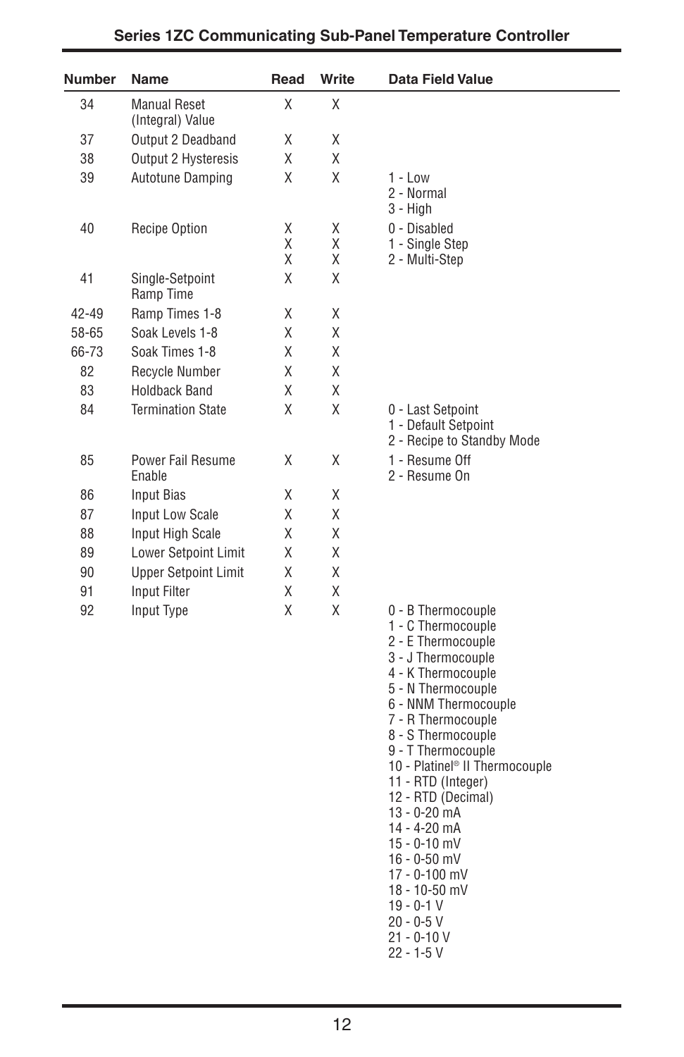| Number | Name | Read | Write | Data Field Value |
|---|---|---|---|---|
| 34 | Manual Reset (Integral) Value | X | X | |
| 37 | Output 2 Deadband | X | X | |
| 38 | Output 2 Hysteresis | X | X | |
| 39 | Autotune Damping | X | X | 1 - Low<br>2 - Normal<br>3 - High |
| 40 | Recipe Option | X<br>X<br>X | X<br>X<br>X | 0 - Disabled<br>1 - Single Step<br>2 - Multi-Step |
| 41 | Single-Setpoint Ramp Time | X | X | |
| 42-49 | Ramp Times 1-8 | X | X | |
| 58-65 | Soak Levels 1-8 | X | X | |
| 66-73 | Soak Times 1-8 | X | X | |
| 82 | Recycle Number | X | X | |
| 83 | Holdback Band | X | X | |
| 84 | Termination State | X | X | 0 - Last Setpoint<br>1 - Default Setpoint<br>2 - Recipe to Standby Mode |
| 85 | Power Fail Resume Enable | X | X | 1 - Resume Off<br>2 - Resume On |
| 86 | Input Bias | X | X | |
| 87 | Input Low Scale | X | X | |
| 88 | Input High Scale | X | X | |
| 89 | Lower Setpoint Limit | X | X | |
| 90 | Upper Setpoint Limit | X | X | |
| 91 | Input Filter | X | X | |
| 92 | Input Type | X | X | 0 - B Thermocouple<br>1 - C Thermocouple<br>2 - E Thermocouple<br>3 - J Thermocouple<br>4 - K Thermocouple<br>5 - N Thermocouple<br>6 - NNM Thermocouple<br>7 - R Thermocouple<br>8 - S Thermocouple<br>9 - T Thermocouple<br>10 - Platinel® II Thermocouple<br>11 - RTD (Integer)<br>12 - RTD (Decimal)<br>13 - 0-20 mA<br>14 - 4-20 mA<br>15 - 0-10 mV<br>16 - 0-50 mV<br>17 - 0-100 mV<br>18 - 10-50 mV<br>19 - 0-1 V<br>20 - 0-5 V<br>21 - 0-10 V<br>22 - 1-5 V |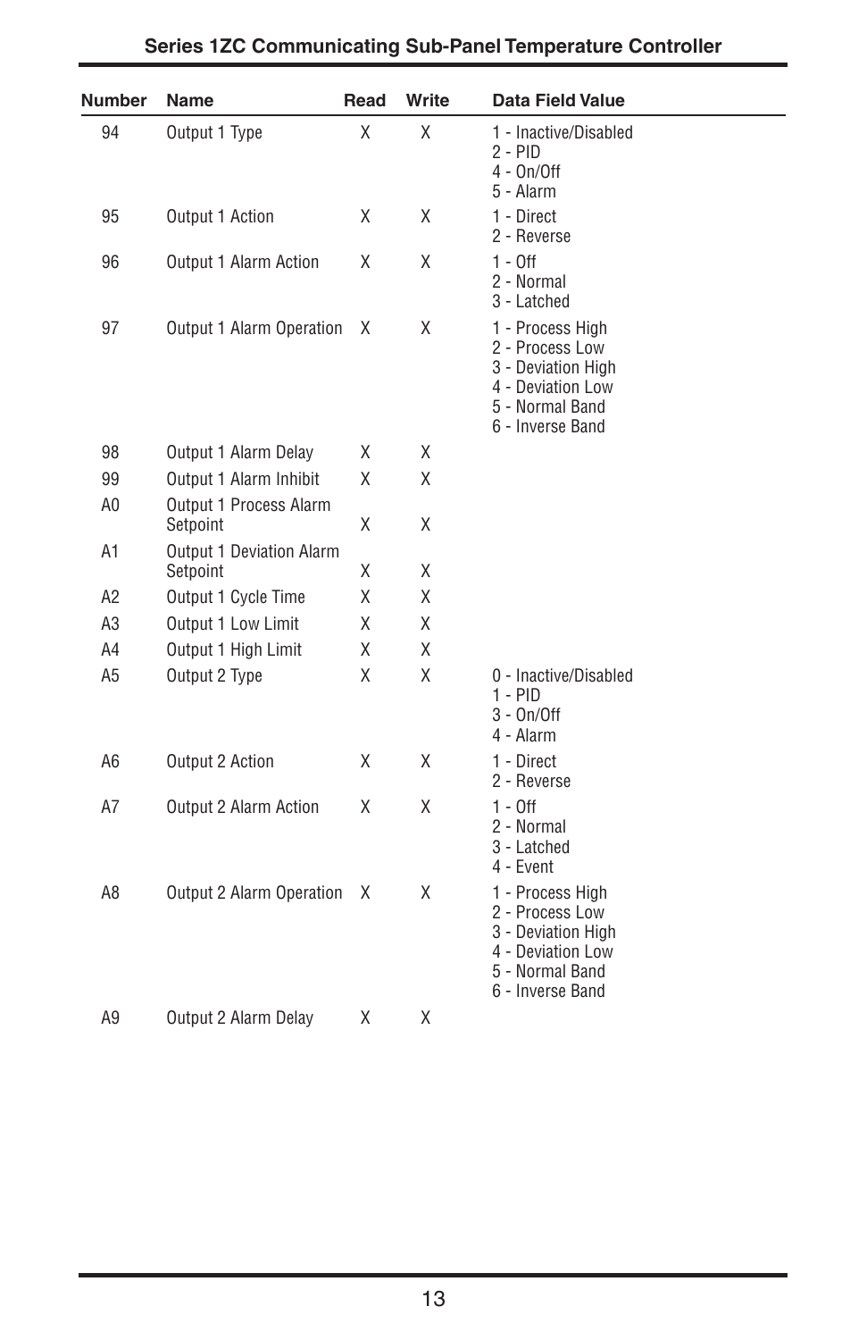| Number | Name | Read | Write | Data Field Value |
|---|---|---|---|---|
| 94 | Output 1 Type | X | X | 1 - Inactive/Disabled<br>2 - PID<br>4 - On/Off<br>5 - Alarm |
| 95 | Output 1 Action | X | X | 1 - Direct<br>2 - Reverse |
| 96 | Output 1 Alarm Action | X | X | 1 - Off<br>2 - Normal<br>3 - Latched |
| 97 | Output 1 Alarm Operation | X | X | 1 - Process High<br>2 - Process Low<br>3 - Deviation High<br>4 - Deviation Low<br>5 - Normal Band<br>6 - Inverse Band |
| 98 | Output 1 Alarm Delay | X | X | |
| 99 | Output 1 Alarm Inhibit | X | X | |
| A0 | Output 1 Process Alarm Setpoint | X | X | |
| A1 | Output 1 Deviation Alarm Setpoint | X | X | |
| A2 | Output 1 Cycle Time | X | X | |
| A3 | Output 1 Low Limit | X | X | |
| A4 | Output 1 High Limit | X | X | |
| A5 | Output 2 Type | X | X | 0 - Inactive/Disabled<br>1 - PID<br>3 - On/Off<br>4 - Alarm |
| A6 | Output 2 Action | X | X | 1 - Direct<br>2 - Reverse |
| A7 | Output 2 Alarm Action | X | X | 1 - Off<br>2 - Normal<br>3 - Latched<br>4 - Event |
| A8 | Output 2 Alarm Operation | X | X | 1 - Process High<br>2 - Process Low<br>3 - Deviation High<br>4 - Deviation Low<br>5 - Normal Band<br>6 - Inverse Band |
| A9 | Output 2 Alarm Delay | X | X | |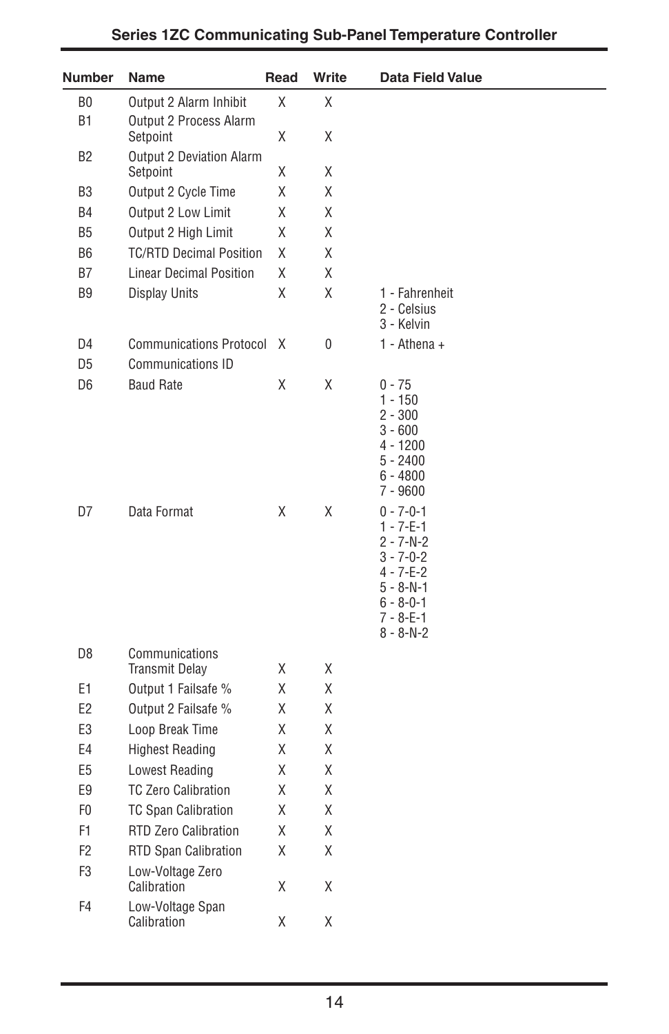| Number | Name | Read | Write | Data Field Value |
|---|---|---|---|---|
| B0 | Output 2 Alarm Inhibit | X | X | |
| B1 | Output 2 Process Alarm Setpoint | X | X | |
| B2 | Output 2 Deviation Alarm Setpoint | X | X | |
| B3 | Output 2 Cycle Time | X | X | |
| B4 | Output 2 Low Limit | X | X | |
| B5 | Output 2 High Limit | X | X | |
| B6 | TC/RTD Decimal Position | X | X | |
| B7 | Linear Decimal Position | X | X | |
| B9 | Display Units | X | X | 1 - Fahrenheit<br>2 - Celsius<br>3 - Kelvin |
| D4 | Communications Protocol | X | 0 | 1 - Athena + |
| D5 | Communications ID | | | |
| D6 | Baud Rate | X | X | 0 - 75<br>1 - 150<br>2 - 300<br>3 - 600<br>4 - 1200<br>5 - 2400<br>6 - 4800<br>7 - 9600 |
| D7 | Data Format | X | X | 0 - 7-0-1<br>1 - 7-E-1<br>2 - 7-N-2<br>3 - 7-0-2<br>4 - 7-E-2<br>5 - 8-N-1<br>6 - 8-0-1<br>7 - 8-E-1<br>8 - 8-N-2 |
| D8 | Communications Transmit Delay | X | X | |
| E1 | Output 1 Failsafe % | X | X | |
| E2 | Output 2 Failsafe % | X | X | |
| E3 | Loop Break Time | X | X | |
| E4 | Highest Reading | X | X | |
| E5 | Lowest Reading | X | X | |
| E9 | TC Zero Calibration | X | X | |
| F0 | TC Span Calibration | X | X | |
| F1 | RTD Zero Calibration | X | X | |
| F2 | RTD Span Calibration | X | X | |
| F3 | Low-Voltage Zero Calibration | X | X | |
| F4 | Low-Voltage Span Calibration | X | X | |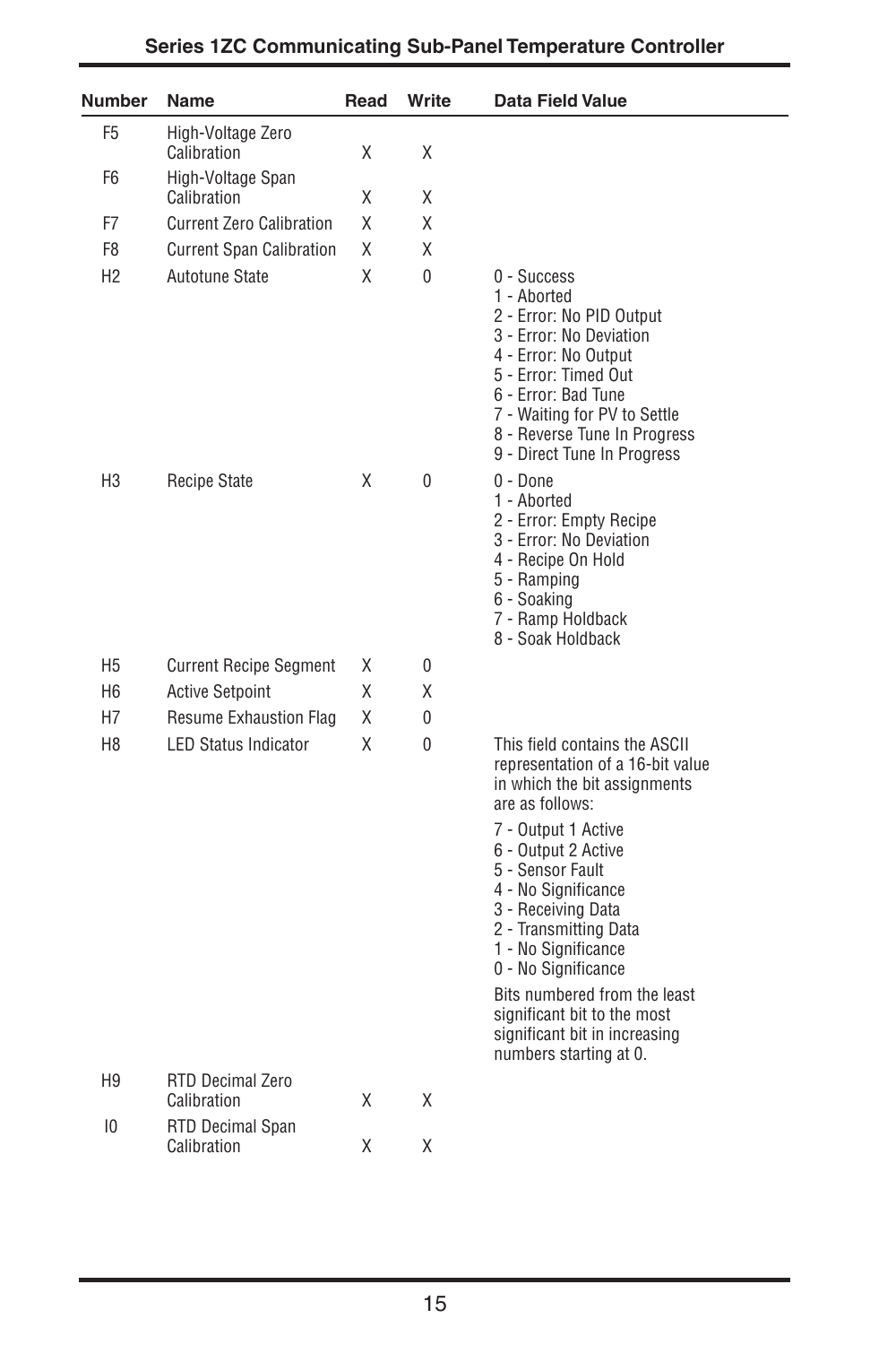| Number | Name | Read | Write | Data Field Value |
|---|---|---|---|---|
| F5 | High-Voltage Zero Calibration | X | X | |
| F6 | High-Voltage Span Calibration | X | X | |
| F7 | Current Zero Calibration | X | X | |
| F8 | Current Span Calibration | X | X | |
| H2 | Autotune State | X | 0 | 0 - Success<br>1 - Aborted<br>2 - Error: No PID Output<br>3 - Error: No Deviation<br>4 - Error: No Output<br>5 - Error: Timed Out<br>6 - Error: Bad Tune<br>7 - Waiting for PV to Settle<br>8 - Reverse Tune In Progress<br>9 - Direct Tune In Progress |
| H3 | Recipe State | X | 0 | 0 - Done<br>1 - Aborted<br>2 - Error: Empty Recipe<br>3 - Error: No Deviation<br>4 - Recipe On Hold<br>5 - Ramping<br>6 - Soaking<br>7 - Ramp Holdback<br>8 - Soak Holdback |
| H5 | Current Recipe Segment | X | 0 | |
| H6 | Active Setpoint | X | X | |
| H7 | Resume Exhaustion Flag | X | 0 | |
| H8 | LED Status Indicator | X | 0 | This field contains the ASCII representation of a 16-bit value in which the bit assignments are as follows:<br>7 - Output 1 Active<br>6 - Output 2 Active<br>5 - Sensor Fault<br>4 - No Significance<br>3 - Receiving Data<br>2 - Transmitting Data<br>1 - No Significance<br>0 - No Significance<br>Bits numbered from the least significant bit to the most significant bit in increasing numbers starting at 0. |
| H9 | RTD Decimal Zero Calibration | X | X | |
| I0 | RTD Decimal Span Calibration | X | X | |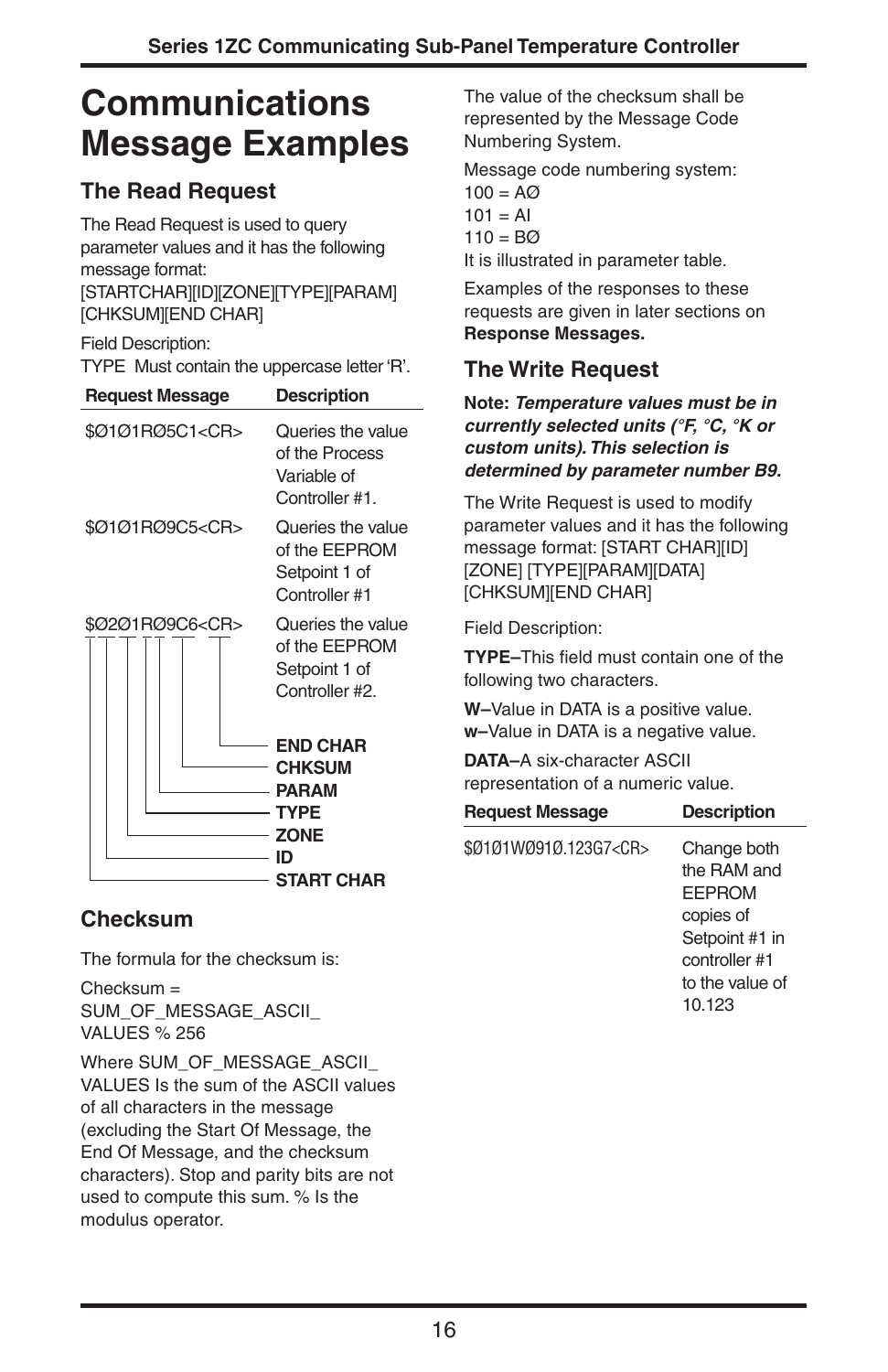# Communications Message Examples

## The Read Request

The Read Request is used to query parameter values and it has the following message format:
[STARTCHAR][ID][ZONE][TYPE][PARAM][CHKSUM][END CHAR]

Field Description:
TYPE Must contain the uppercase letter ‘R’.

| Request Message | Description |
|---|---|
| $Ø1Ø1RØ5C1<CR> | Queries the value of the Process Variable of Controller #1. |
| $Ø1Ø1RØ9C5<CR> | Queries the value of the EEPROM Setpoint 1 of Controller #1 |
| $Ø2Ø1RØ9C6<CR> | Queries the value of the EEPROM Setpoint 1 of Controller #2. |

Fields of $Ø2Ø1RØ9C6<CR>, in order:

- START CHAR: $
- ID: Ø2
- ZONE: Ø1
- TYPE: R
- PARAM: Ø9
- CHKSUM: C6
- END CHAR: <CR>

## Checksum

The formula for the checksum is:

Checksum = SUM_OF_MESSAGE_ASCII_VALUES % 256

Where SUM_OF_MESSAGE_ASCII_VALUES Is the sum of the ASCII values of all characters in the message (excluding the Start Of Message, the End Of Message, and the checksum characters). Stop and parity bits are not used to compute this sum. % Is the modulus operator.

The value of the checksum shall be represented by the Message Code Numbering System.

Message code numbering system:
100 = AØ
101 = AI
110 = BØ
It is illustrated in parameter table.

Examples of the responses to these requests are given in later sections on **Response Messages.**

## The Write Request

**Note:** ***Temperature values must be in currently selected units (°F, °C, °K or custom units). This selection is determined by parameter number B9.***

The Write Request is used to modify parameter values and it has the following message format: [START CHAR][ID][ZONE] [TYPE][PARAM][DATA][CHKSUM][END CHAR]

Field Description:

**TYPE–**This field must contain one of the following two characters.

**W–**Value in DATA is a positive value.
**w–**Value in DATA is a negative value.

**DATA–**A six-character ASCII representation of a numeric value.

| Request Message | Description |
|---|---|
| $Ø1Ø1WØ91Ø.123G7<CR> | Change both the RAM and EEPROM copies of Setpoint #1 in controller #1 to the value of 10.123 |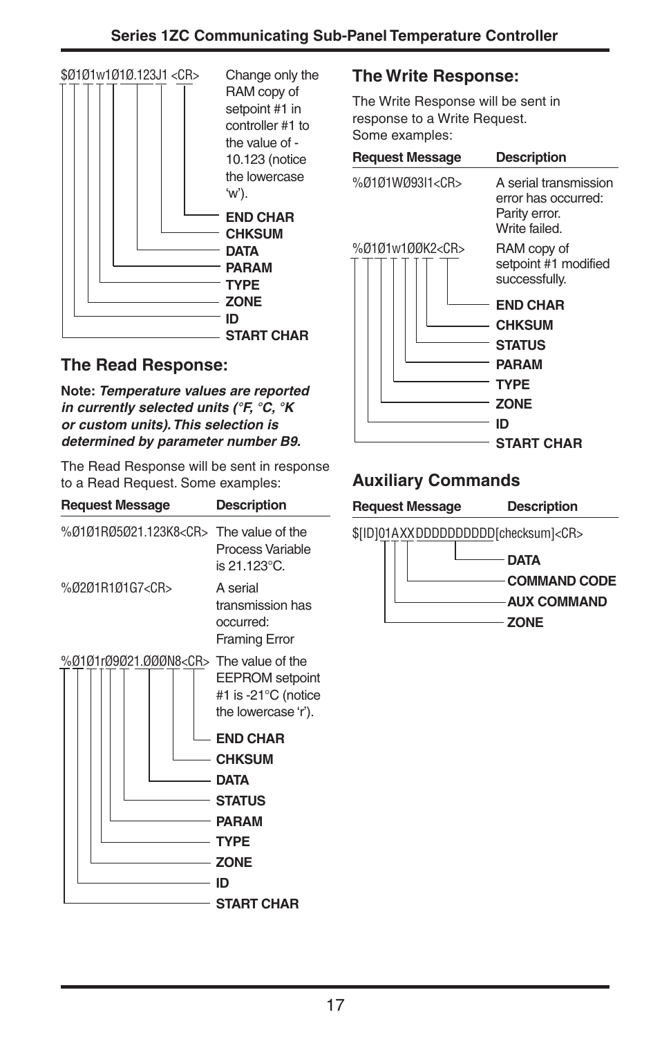```
$Ø1Ø1w1Ø1Ø.123J1 <CR>
```

Change only the RAM copy of setpoint #1 in controller #1 to the value of -10.123 (notice the lowercase 'w').

- **END CHAR**
- **CHKSUM**
- **DATA**
- **PARAM**
- **TYPE**
- **ZONE**
- **ID**
- **START CHAR**

## The Read Response:

**Note:** ***Temperature values are reported in currently selected units (°F, °C, °K or custom units). This selection is determined by parameter number B9.***

The Read Response will be sent in response to a Read Request. Some examples:

| Request Message | Description |
|---|---|
| %Ø1Ø1RØ5Ø21.123K8<CR> | The value of the Process Variable is 21.123°C. |
| %Ø2Ø1R1Ø1G7<CR> | A serial transmission has occurred: Framing Error |
| %Ø1Ø1rØ9Ø21.ØØØN8<CR> | The value of the EEPROM setpoint #1 is -21°C (notice the lowercase 'r'). |

- **END CHAR**
- **CHKSUM**
- **DATA**
- **STATUS**
- **PARAM**
- **TYPE**
- **ZONE**
- **ID**
- **START CHAR**

## The Write Response:

The Write Response will be sent in response to a Write Request. Some examples:

| Request Message | Description |
|---|---|
| %Ø1Ø1WØ93I1<CR> | A serial transmission error has occurred: Parity error. Write failed. |
| %Ø1Ø1w1ØØK2<CR> | RAM copy of setpoint #1 modified successfully. |

- **END CHAR**
- **CHKSUM**
- **STATUS**
- **PARAM**
- **TYPE**
- **ZONE**
- **ID**
- **START CHAR**

## Auxiliary Commands

| Request Message | Description |
|---|---|
| $[ID]01AXXDDDDDDDDDD[checksum]<CR> | |

- **DATA**
- **COMMAND CODE**
- **AUX COMMAND**
- **ZONE**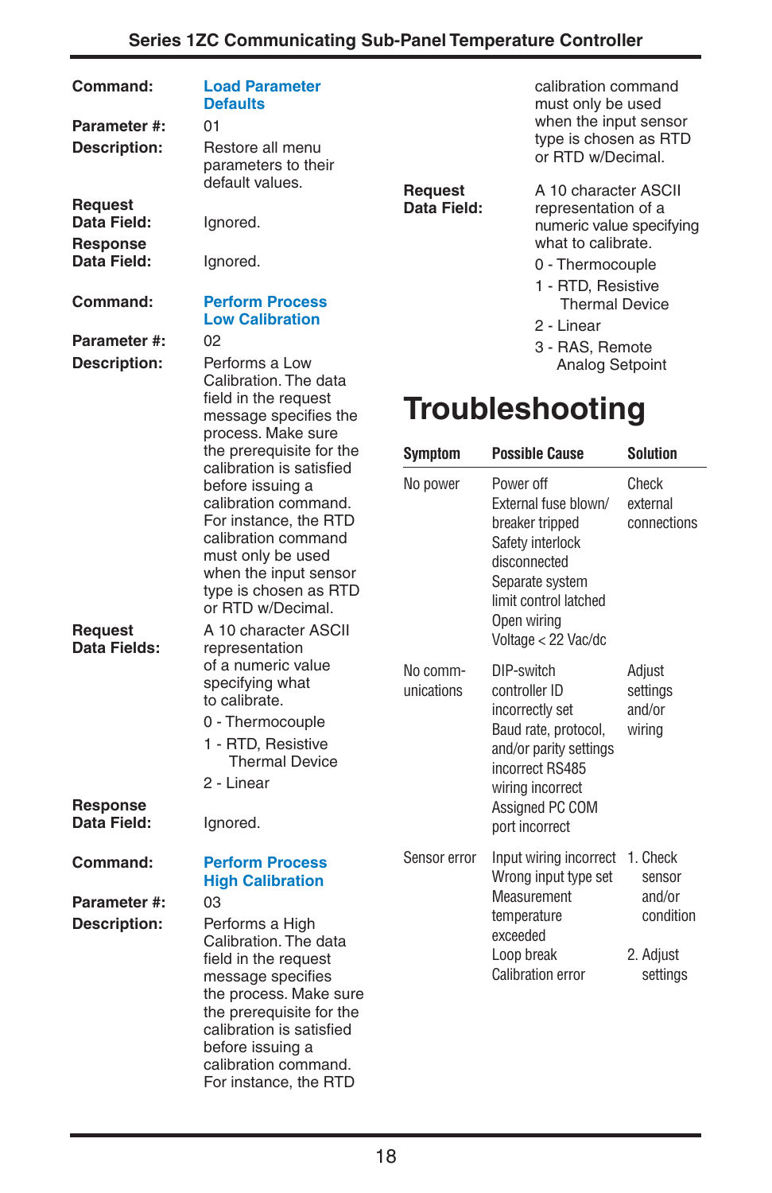**Command:** **Load Parameter Defaults**

**Parameter #:** 01

**Description:** Restore all menu parameters to their default values.

**Request Data Field:** Ignored.

**Response Data Field:** Ignored.

**Command:** **Perform Process Low Calibration**

**Parameter #:** 02

**Description:** Performs a Low Calibration. The data field in the request message specifies the process. Make sure the prerequisite for the calibration is satisfied before issuing a calibration command. For instance, the RTD calibration command must only be used when the input sensor type is chosen as RTD or RTD w/Decimal.

**Request Data Fields:** A 10 character ASCII representation of a numeric value specifying what to calibrate.

0 - Thermocouple

1 - RTD, Resistive Thermal Device

2 - Linear

**Response Data Field:** Ignored.

**Command:** **Perform Process High Calibration**

**Parameter #:** 03

**Description:** Performs a High Calibration. The data field in the request message specifies the process. Make sure the prerequisite for the calibration is satisfied before issuing a calibration command. For instance, the RTD calibration command must only be used when the input sensor type is chosen as RTD or RTD w/Decimal.

**Request Data Field:** A 10 character ASCII representation of a numeric value specifying what to calibrate.

0 - Thermocouple

1 - RTD, Resistive Thermal Device

2 - Linear

3 - RAS, Remote Analog Setpoint

# Troubleshooting

| Symptom | Possible Cause | Solution |
|---|---|---|
| No power | Power off<br>External fuse blown/ breaker tripped<br>Safety interlock disconnected<br>Separate system limit control latched<br>Open wiring<br>Voltage < 22 Vac/dc | Check external connections |
| No communications | DIP-switch controller ID incorrectly set<br>Baud rate, protocol, and/or parity settings incorrect RS485<br>wiring incorrect<br>Assigned PC COM port incorrect | Adjust settings and/or wiring |
| Sensor error | Input wiring incorrect<br>Wrong input type set<br>Measurement temperature exceeded<br>Loop break<br>Calibration error | 1. Check sensor and/or condition<br>2. Adjust settings |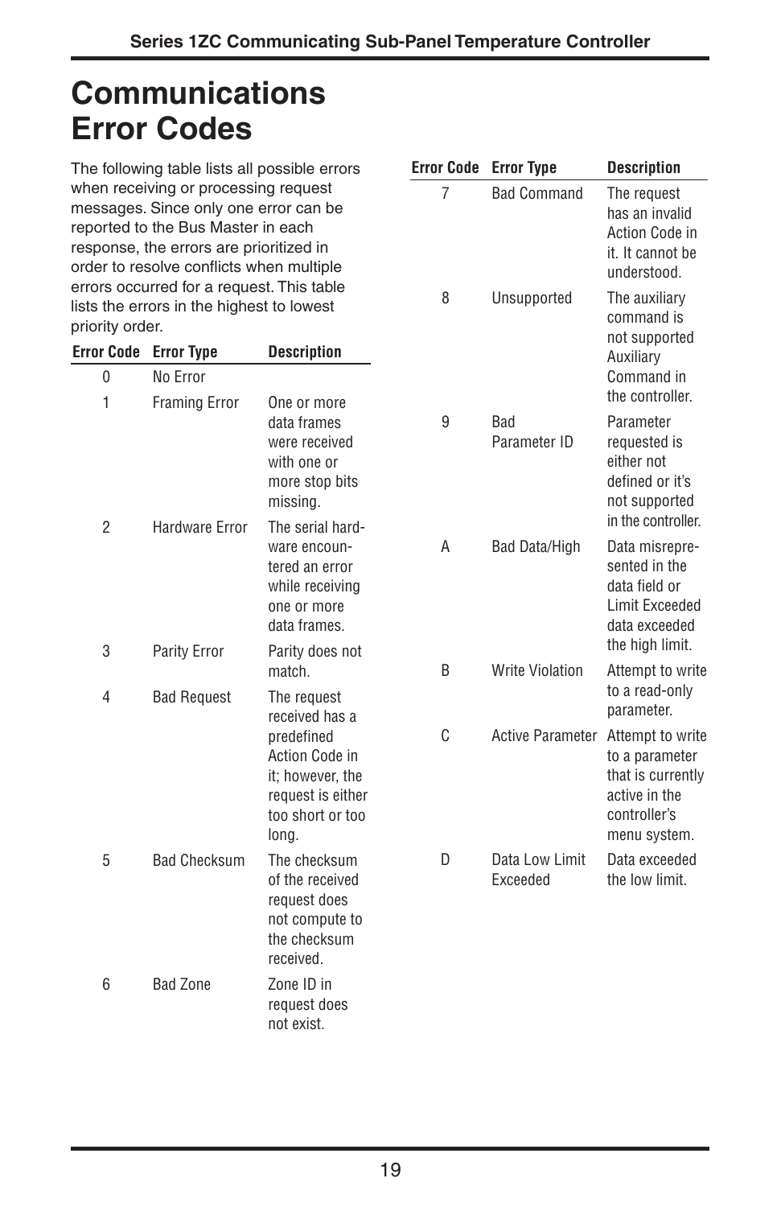# Communications Error Codes

The following table lists all possible errors when receiving or processing request messages. Since only one error can be reported to the Bus Master in each response, the errors are prioritized in order to resolve conflicts when multiple errors occurred for a request. This table lists the errors in the highest to lowest priority order.

| Error Code | Error Type | Description |
|---|---|---|
| 0 | No Error | |
| 1 | Framing Error | One or more data frames were received with one or more stop bits missing. |
| 2 | Hardware Error | The serial hardware encountered an error while receiving one or more data frames. |
| 3 | Parity Error | Parity does not match. |
| 4 | Bad Request | The request received has a predefined Action Code in it; however, the request is either too short or too long. |
| 5 | Bad Checksum | The checksum of the received request does not compute to the checksum received. |
| 6 | Bad Zone | Zone ID in request does not exist. |
| 7 | Bad Command | The request has an invalid Action Code in it. It cannot be understood. |
| 8 | Unsupported | The auxiliary command is not supported Auxiliary Command in the controller. |
| 9 | Bad Parameter ID | Parameter requested is either not defined or it's not supported in the controller. |
| A | Bad Data/High | Data misrepresented in the data field or Limit Exceeded data exceeded the high limit. |
| B | Write Violation | Attempt to write to a read-only parameter. |
| C | Active Parameter | Attempt to write to a parameter that is currently active in the controller's menu system. |
| D | Data Low Limit Exceeded | Data exceeded the low limit. |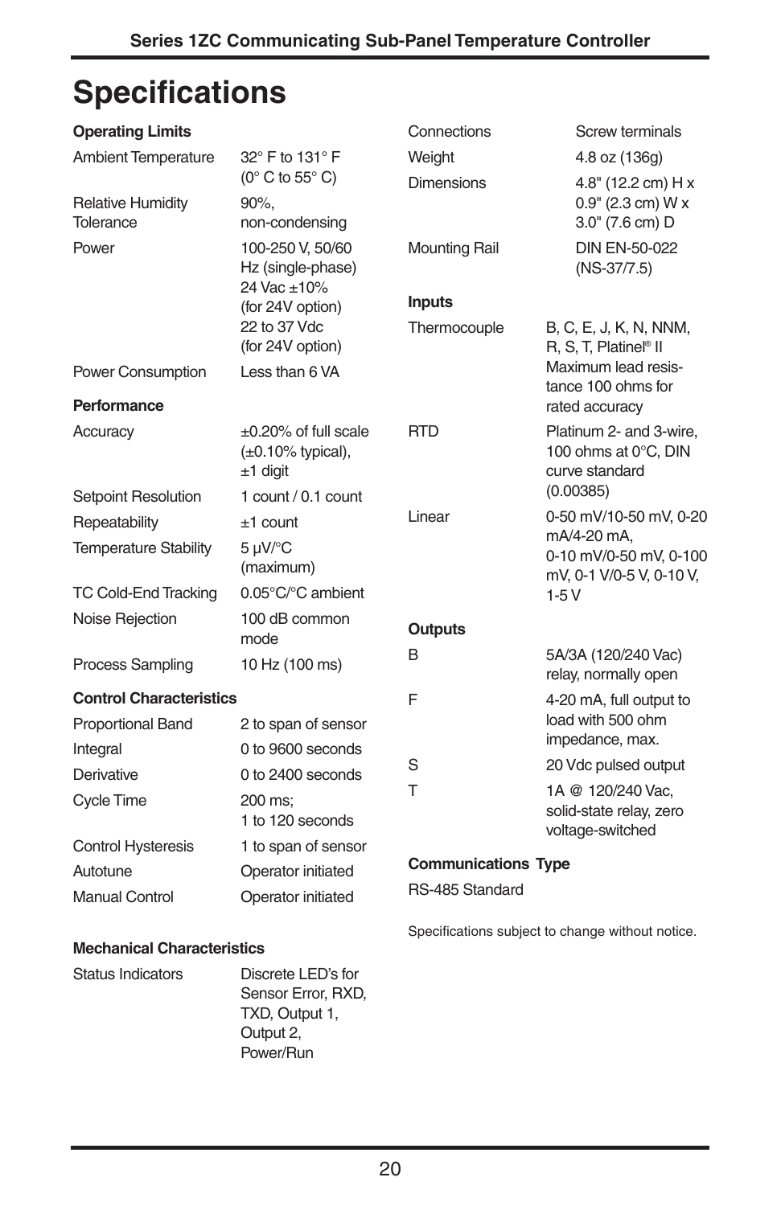# Specifications

### Operating Limits

| | |
|---|---|
| Ambient Temperature | 32° F to 131° F (0° C to 55° C) |
| Relative Humidity Tolerance | 90%, non-condensing |
| Power | 100-250 V, 50/60 Hz (single-phase)<br>24 Vac ±10% (for 24V option)<br>22 to 37 Vdc (for 24V option) |
| Power Consumption | Less than 6 VA |

### Performance

| | |
|---|---|
| Accuracy | ±0.20% of full scale (±0.10% typical), ±1 digit |
| Setpoint Resolution | 1 count / 0.1 count |
| Repeatability | ±1 count |
| Temperature Stability | 5 µV/°C (maximum) |
| TC Cold-End Tracking | 0.05°C/°C ambient |
| Noise Rejection | 100 dB common mode |
| Process Sampling | 10 Hz (100 ms) |

### Control Characteristics

| | |
|---|---|
| Proportional Band | 2 to span of sensor |
| Integral | 0 to 9600 seconds |
| Derivative | 0 to 2400 seconds |
| Cycle Time | 200 ms;<br>1 to 120 seconds |
| Control Hysteresis | 1 to span of sensor |
| Autotune | Operator initiated |
| Manual Control | Operator initiated |

### Mechanical Characteristics

| | |
|---|---|
| Status Indicators | Discrete LED's for Sensor Error, RXD, TXD, Output 1, Output 2, Power/Run |
| Connections | Screw terminals |
| Weight | 4.8 oz (136g) |
| Dimensions | 4.8" (12.2 cm) H x 0.9" (2.3 cm) W x 3.0" (7.6 cm) D |
| Mounting Rail | DIN EN-50-022 (NS-37/7.5) |

### Inputs

| | |
|---|---|
| Thermocouple | B, C, E, J, K, N, NNM, R, S, T, Platinel® II<br>Maximum lead resistance 100 ohms for rated accuracy |
| RTD | Platinum 2- and 3-wire, 100 ohms at 0°C, DIN curve standard (0.00385) |
| Linear | 0-50 mV/10-50 mV, 0-20 mA/4-20 mA, 0-10 mV/0-50 mV, 0-100 mV, 0-1 V/0-5 V, 0-10 V, 1-5 V |

### Outputs

| | |
|---|---|
| B | 5A/3A (120/240 Vac) relay, normally open |
| F | 4-20 mA, full output to load with 500 ohm impedance, max. |
| S | 20 Vdc pulsed output |
| T | 1A @ 120/240 Vac, solid-state relay, zero voltage-switched |

### Communications Type

RS-485 Standard

Specifications subject to change without notice.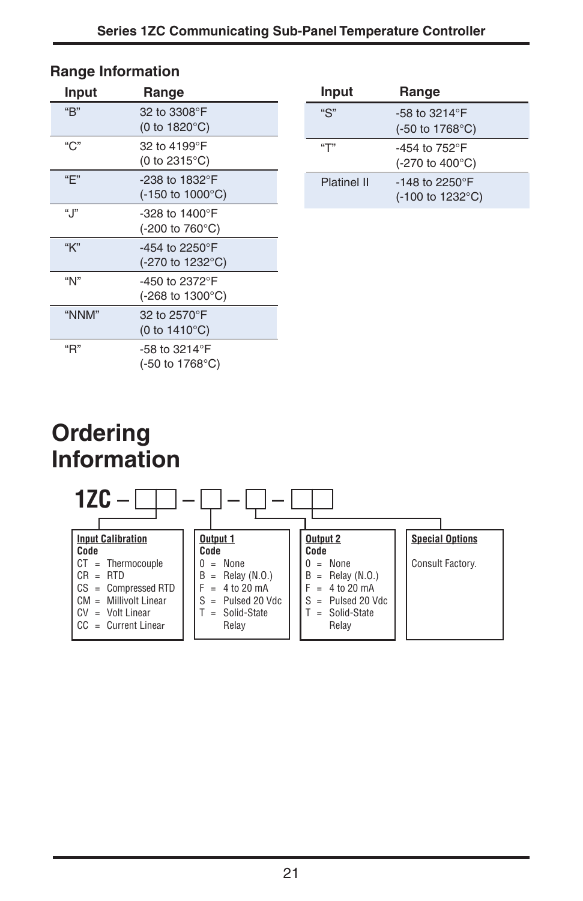## Range Information

| Input | Range |
|---|---|
| "B" | 32 to 3308°F (0 to 1820°C) |
| "C" | 32 to 4199°F (0 to 2315°C) |
| "E" | -238 to 1832°F (-150 to 1000°C) |
| "J" | -328 to 1400°F (-200 to 760°C) |
| "K" | -454 to 2250°F (-270 to 1232°C) |
| "N" | -450 to 2372°F (-268 to 1300°C) |
| "NNM" | 32 to 2570°F (0 to 1410°C) |
| "R" | -58 to 3214°F (-50 to 1768°C) |
| "S" | -58 to 3214°F (-50 to 1768°C) |
| "T" | -454 to 752°F (-270 to 400°C) |
| Platinel II | -148 to 2250°F (-100 to 1232°C) |

# Ordering Information

**1ZC – ☐☐ – ☐ – ☐ – ☐☐**

**Input Calibration**

| Code | |
|---|---|
| CT | Thermocouple |
| CR | RTD |
| CS | Compressed RTD |
| CM | Millivolt Linear |
| CV | Volt Linear |
| CC | Current Linear |

**Output 1**

| Code | |
|---|---|
| 0 | None |
| B | Relay (N.O.) |
| F | 4 to 20 mA |
| S | Pulsed 20 Vdc |
| T | Solid-State Relay |

**Output 2**

| Code | |
|---|---|
| 0 | None |
| B | Relay (N.O.) |
| F | 4 to 20 mA |
| S | Pulsed 20 Vdc |
| T | Solid-State Relay |

**Special Options**

Consult Factory.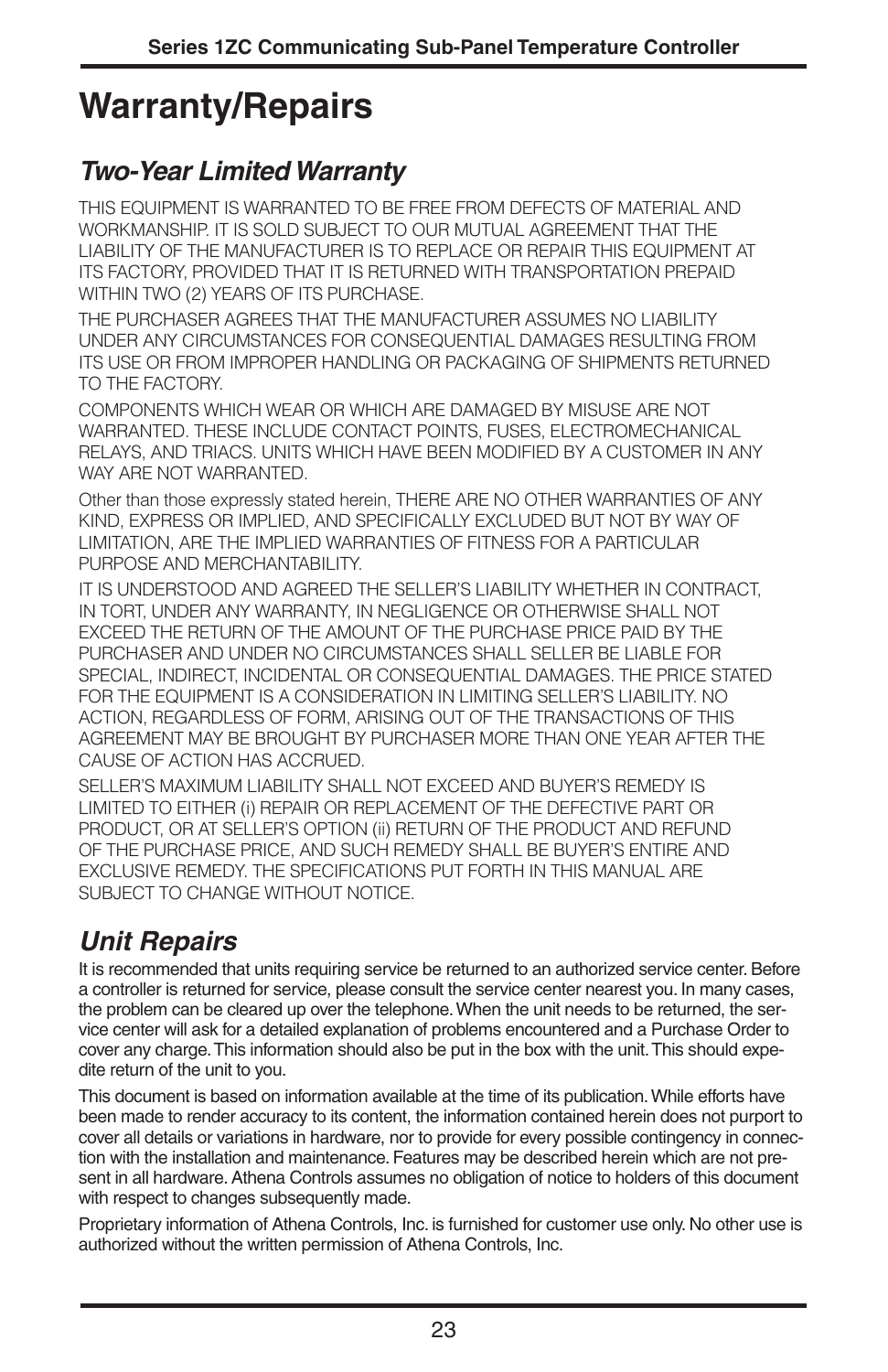# Warranty/Repairs

## *Two-Year Limited Warranty*

THIS EQUIPMENT IS WARRANTED TO BE FREE FROM DEFECTS OF MATERIAL AND WORKMANSHIP. IT IS SOLD SUBJECT TO OUR MUTUAL AGREEMENT THAT THE LIABILITY OF THE MANUFACTURER IS TO REPLACE OR REPAIR THIS EQUIPMENT AT ITS FACTORY, PROVIDED THAT IT IS RETURNED WITH TRANSPORTATION PREPAID WITHIN TWO (2) YEARS OF ITS PURCHASE.

THE PURCHASER AGREES THAT THE MANUFACTURER ASSUMES NO LIABILITY UNDER ANY CIRCUMSTANCES FOR CONSEQUENTIAL DAMAGES RESULTING FROM ITS USE OR FROM IMPROPER HANDLING OR PACKAGING OF SHIPMENTS RETURNED TO THE FACTORY.

COMPONENTS WHICH WEAR OR WHICH ARE DAMAGED BY MISUSE ARE NOT WARRANTED. THESE INCLUDE CONTACT POINTS, FUSES, ELECTROMECHANICAL RELAYS, AND TRIACS. UNITS WHICH HAVE BEEN MODIFIED BY A CUSTOMER IN ANY WAY ARE NOT WARRANTED.

Other than those expressly stated herein, THERE ARE NO OTHER WARRANTIES OF ANY KIND, EXPRESS OR IMPLIED, AND SPECIFICALLY EXCLUDED BUT NOT BY WAY OF LIMITATION, ARE THE IMPLIED WARRANTIES OF FITNESS FOR A PARTICULAR PURPOSE AND MERCHANTABILITY.

IT IS UNDERSTOOD AND AGREED THE SELLER'S LIABILITY WHETHER IN CONTRACT, IN TORT, UNDER ANY WARRANTY, IN NEGLIGENCE OR OTHERWISE SHALL NOT EXCEED THE RETURN OF THE AMOUNT OF THE PURCHASE PRICE PAID BY THE PURCHASER AND UNDER NO CIRCUMSTANCES SHALL SELLER BE LIABLE FOR SPECIAL, INDIRECT, INCIDENTAL OR CONSEQUENTIAL DAMAGES. THE PRICE STATED FOR THE EQUIPMENT IS A CONSIDERATION IN LIMITING SELLER'S LIABILITY. NO ACTION, REGARDLESS OF FORM, ARISING OUT OF THE TRANSACTIONS OF THIS AGREEMENT MAY BE BROUGHT BY PURCHASER MORE THAN ONE YEAR AFTER THE CAUSE OF ACTION HAS ACCRUED.

SELLER'S MAXIMUM LIABILITY SHALL NOT EXCEED AND BUYER'S REMEDY IS LIMITED TO EITHER (i) REPAIR OR REPLACEMENT OF THE DEFECTIVE PART OR PRODUCT, OR AT SELLER'S OPTION (ii) RETURN OF THE PRODUCT AND REFUND OF THE PURCHASE PRICE, AND SUCH REMEDY SHALL BE BUYER'S ENTIRE AND EXCLUSIVE REMEDY. THE SPECIFICATIONS PUT FORTH IN THIS MANUAL ARE SUBJECT TO CHANGE WITHOUT NOTICE.

## *Unit Repairs*

It is recommended that units requiring service be returned to an authorized service center. Before a controller is returned for service, please consult the service center nearest you. In many cases, the problem can be cleared up over the telephone. When the unit needs to be returned, the service center will ask for a detailed explanation of problems encountered and a Purchase Order to cover any charge. This information should also be put in the box with the unit. This should expedite return of the unit to you.

This document is based on information available at the time of its publication. While efforts have been made to render accuracy to its content, the information contained herein does not purport to cover all details or variations in hardware, nor to provide for every possible contingency in connection with the installation and maintenance. Features may be described herein which are not present in all hardware. Athena Controls assumes no obligation of notice to holders of this document with respect to changes subsequently made.

Proprietary information of Athena Controls, Inc. is furnished for customer use only. No other use is authorized without the written permission of Athena Controls, Inc.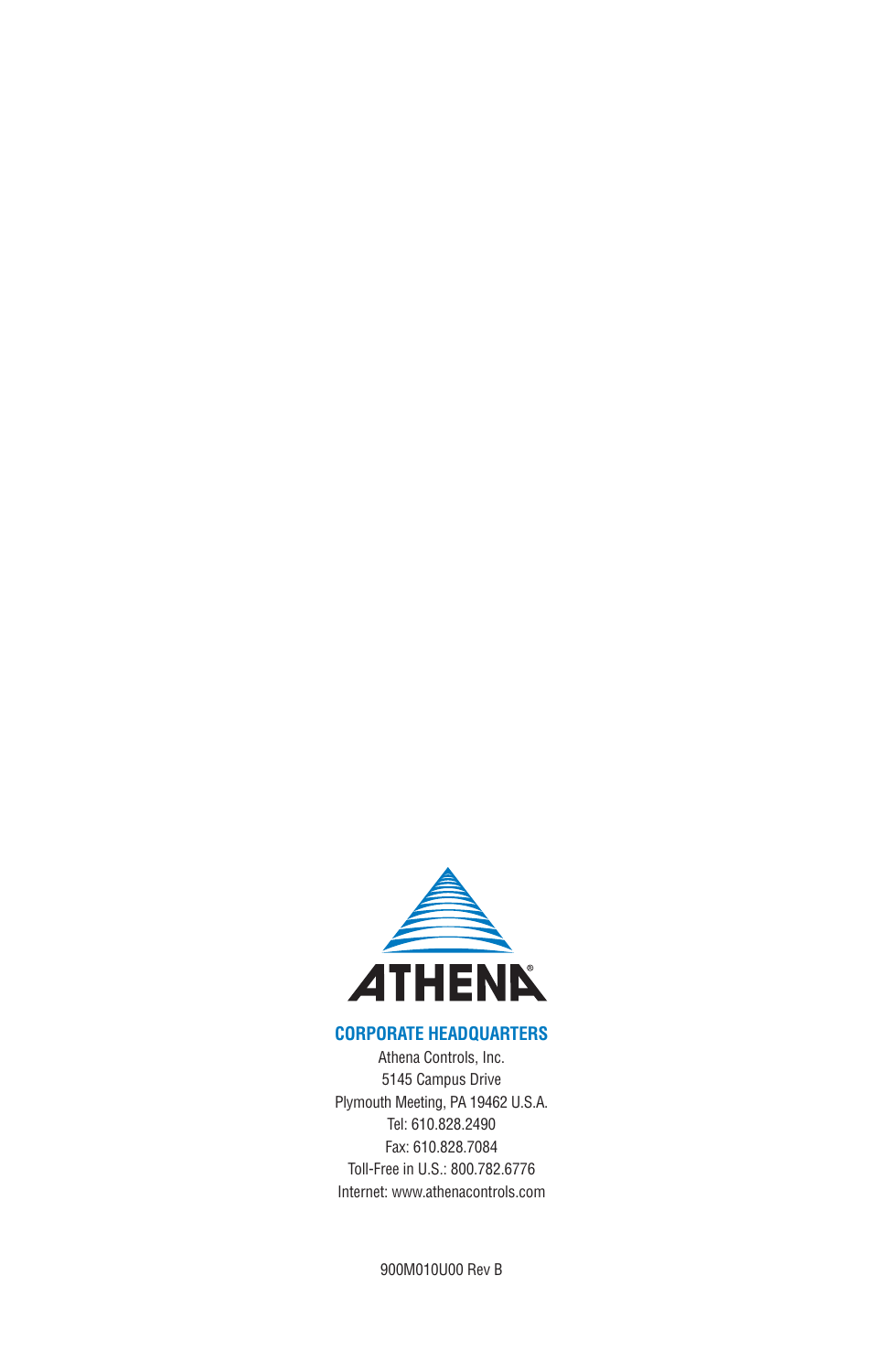ATHENA®

**CORPORATE HEADQUARTERS**

Athena Controls, Inc.
5145 Campus Drive
Plymouth Meeting, PA 19462 U.S.A.
Tel: 610.828.2490
Fax: 610.828.7084
Toll-Free in U.S.: 800.782.6776
Internet: www.athenacontrols.com

900M010U00 Rev B